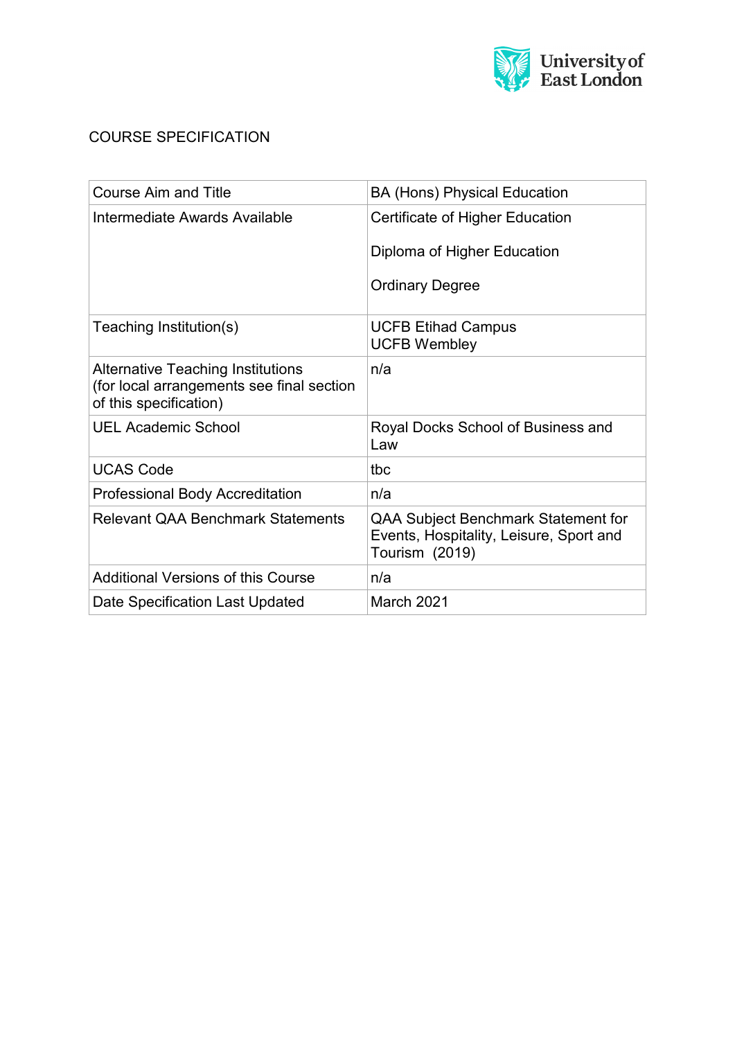University of East London

# COURSE SPECIFICATION

| | |
|---|---|
| Course Aim and Title | BA (Hons) Physical Education |
| Intermediate Awards Available | Certificate of Higher Education<br><br>Diploma of Higher Education<br><br>Ordinary Degree |
| Teaching Institution(s) | UCFB Etihad Campus<br>UCFB Wembley |
| Alternative Teaching Institutions (for local arrangements see final section of this specification) | n/a |
| UEL Academic School | Royal Docks School of Business and Law |
| UCAS Code | tbc |
| Professional Body Accreditation | n/a |
| Relevant QAA Benchmark Statements | QAA Subject Benchmark Statement for Events, Hospitality, Leisure, Sport and Tourism (2019) |
| Additional Versions of this Course | n/a |
| Date Specification Last Updated | March 2021 |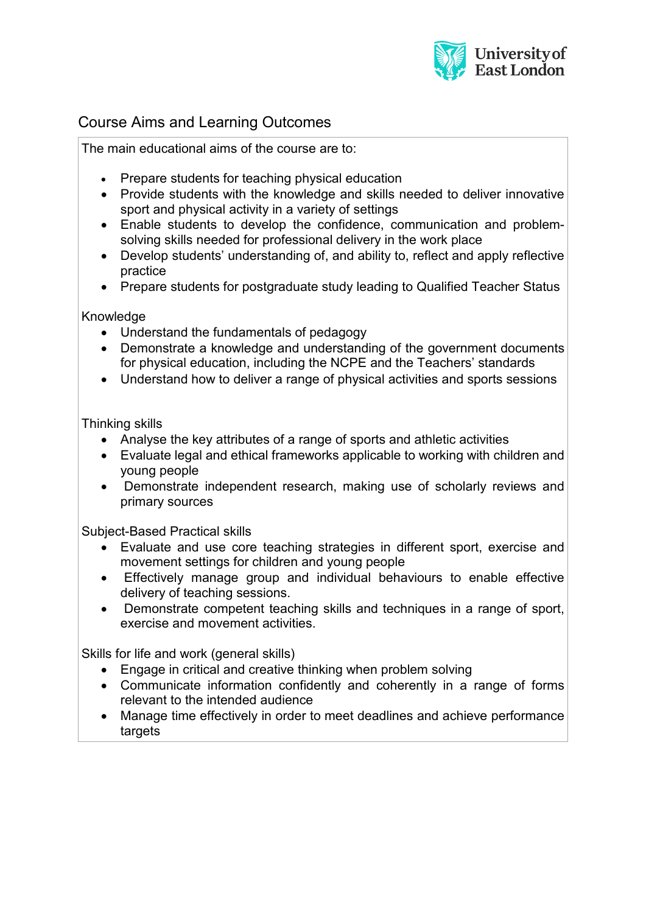## Course Aims and Learning Outcomes

The main educational aims of the course are to:

- Prepare students for teaching physical education
- Provide students with the knowledge and skills needed to deliver innovative sport and physical activity in a variety of settings
- Enable students to develop the confidence, communication and problem-solving skills needed for professional delivery in the work place
- Develop students' understanding of, and ability to, reflect and apply reflective practice
- Prepare students for postgraduate study leading to Qualified Teacher Status

Knowledge

- Understand the fundamentals of pedagogy
- Demonstrate a knowledge and understanding of the government documents for physical education, including the NCPE and the Teachers' standards
- Understand how to deliver a range of physical activities and sports sessions

Thinking skills

- Analyse the key attributes of a range of sports and athletic activities
- Evaluate legal and ethical frameworks applicable to working with children and young people
- Demonstrate independent research, making use of scholarly reviews and primary sources

Subject-Based Practical skills

- Evaluate and use core teaching strategies in different sport, exercise and movement settings for children and young people
- Effectively manage group and individual behaviours to enable effective delivery of teaching sessions.
- Demonstrate competent teaching skills and techniques in a range of sport, exercise and movement activities.

Skills for life and work (general skills)

- Engage in critical and creative thinking when problem solving
- Communicate information confidently and coherently in a range of forms relevant to the intended audience
- Manage time effectively in order to meet deadlines and achieve performance targets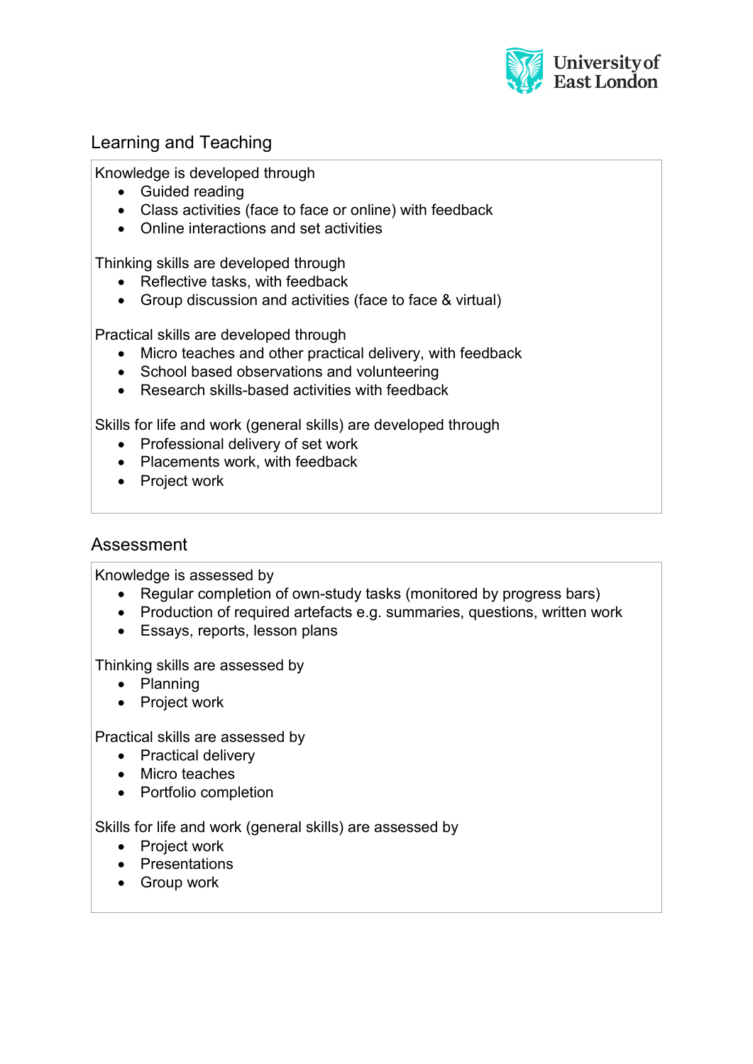## Learning and Teaching

Knowledge is developed through

- Guided reading
- Class activities (face to face or online) with feedback
- Online interactions and set activities

Thinking skills are developed through

- Reflective tasks, with feedback
- Group discussion and activities (face to face & virtual)

Practical skills are developed through

- Micro teaches and other practical delivery, with feedback
- School based observations and volunteering
- Research skills-based activities with feedback

Skills for life and work (general skills) are developed through

- Professional delivery of set work
- Placements work, with feedback
- Project work

## Assessment

Knowledge is assessed by

- Regular completion of own-study tasks (monitored by progress bars)
- Production of required artefacts e.g. summaries, questions, written work
- Essays, reports, lesson plans

Thinking skills are assessed by

- Planning
- Project work

Practical skills are assessed by

- Practical delivery
- Micro teaches
- Portfolio completion

Skills for life and work (general skills) are assessed by

- Project work
- Presentations
- Group work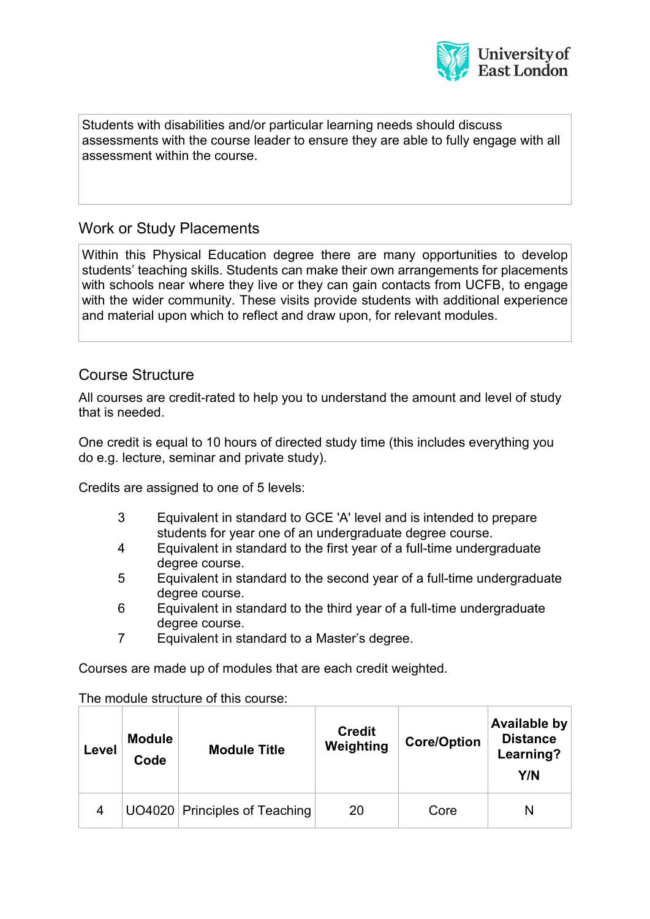Students with disabilities and/or particular learning needs should discuss assessments with the course leader to ensure they are able to fully engage with all assessment within the course.

## Work or Study Placements

Within this Physical Education degree there are many opportunities to develop students' teaching skills. Students can make their own arrangements for placements with schools near where they live or they can gain contacts from UCFB, to engage with the wider community. These visits provide students with additional experience and material upon which to reflect and draw upon, for relevant modules.

## Course Structure

All courses are credit-rated to help you to understand the amount and level of study that is needed.

One credit is equal to 10 hours of directed study time (this includes everything you do e.g. lecture, seminar and private study).

Credits are assigned to one of 5 levels:

- 3 Equivalent in standard to GCE 'A' level and is intended to prepare students for year one of an undergraduate degree course.
- 4 Equivalent in standard to the first year of a full-time undergraduate degree course.
- 5 Equivalent in standard to the second year of a full-time undergraduate degree course.
- 6 Equivalent in standard to the third year of a full-time undergraduate degree course.
- 7 Equivalent in standard to a Master's degree.

Courses are made up of modules that are each credit weighted.

The module structure of this course:

| Level | Module Code | Module Title | Credit Weighting | Core/Option | Available by Distance Learning? Y/N |
|---|---|---|---|---|---|
| 4 | UO4020 | Principles of Teaching | 20 | Core | N |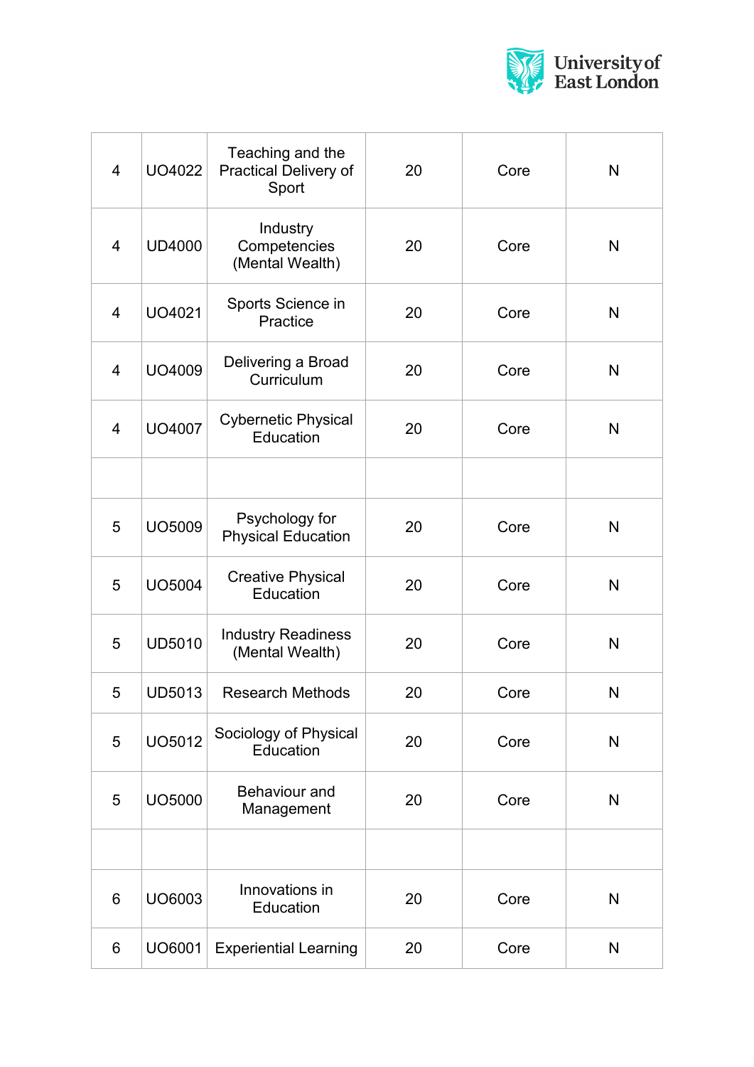| | | | | | |
|---|---|---|---|---|---|
| 4 | UO4022 | Teaching and the Practical Delivery of Sport | 20 | Core | N |
| 4 | UD4000 | Industry Competencies (Mental Wealth) | 20 | Core | N |
| 4 | UO4021 | Sports Science in Practice | 20 | Core | N |
| 4 | UO4009 | Delivering a Broad Curriculum | 20 | Core | N |
| 4 | UO4007 | Cybernetic Physical Education | 20 | Core | N |
| | | | | | |
| 5 | UO5009 | Psychology for Physical Education | 20 | Core | N |
| 5 | UO5004 | Creative Physical Education | 20 | Core | N |
| 5 | UD5010 | Industry Readiness (Mental Wealth) | 20 | Core | N |
| 5 | UD5013 | Research Methods | 20 | Core | N |
| 5 | UO5012 | Sociology of Physical Education | 20 | Core | N |
| 5 | UO5000 | Behaviour and Management | 20 | Core | N |
| | | | | | |
| 6 | UO6003 | Innovations in Education | 20 | Core | N |
| 6 | UO6001 | Experiential Learning | 20 | Core | N |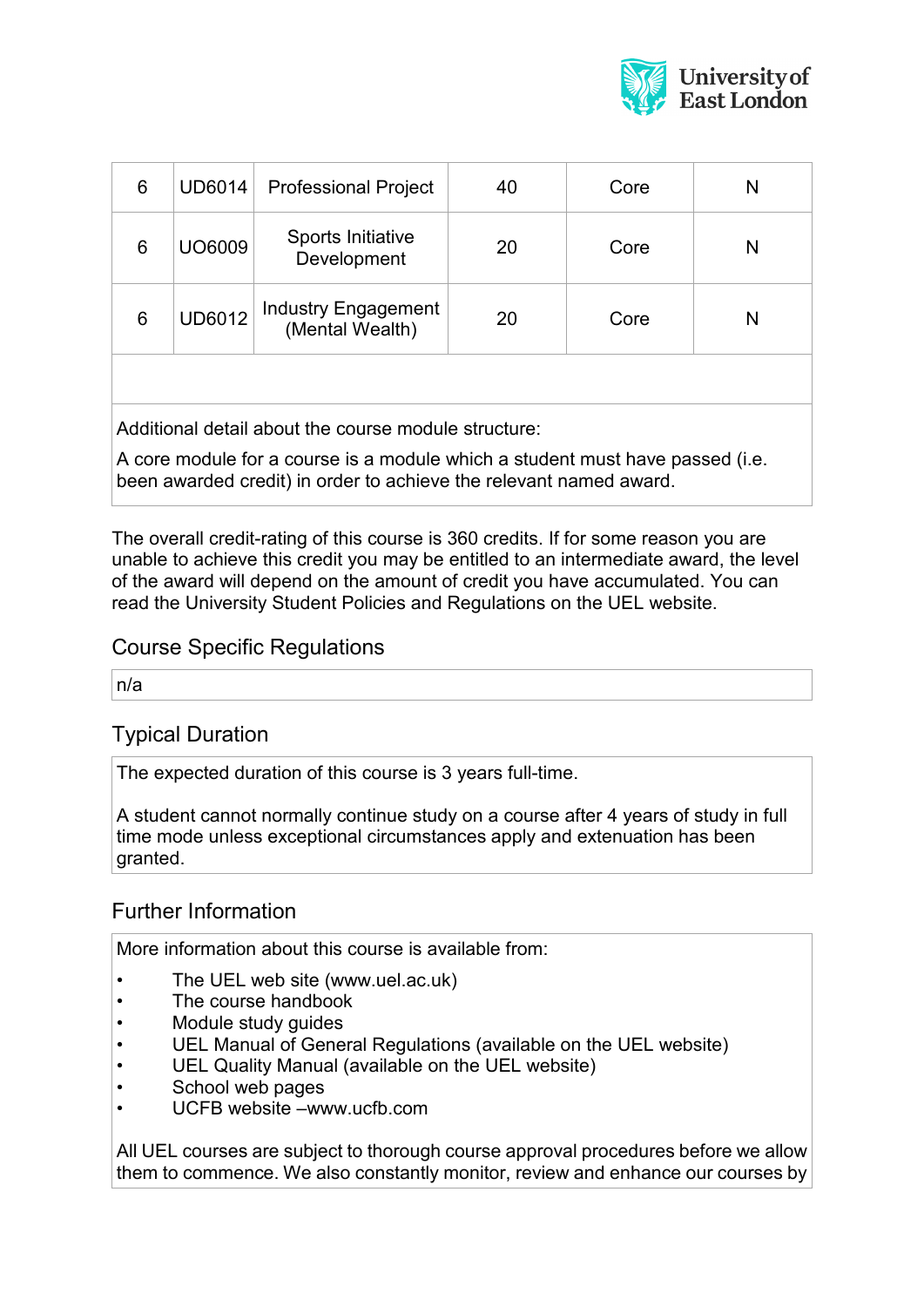| 6 | UD6014 | Professional Project | 40 | Core | N |
|---|---|---|---|---|---|
| 6 | UO6009 | Sports Initiative Development | 20 | Core | N |
| 6 | UD6012 | Industry Engagement (Mental Wealth) | 20 | Core | N |
| | | | | | |

Additional detail about the course module structure:

A core module for a course is a module which a student must have passed (i.e. been awarded credit) in order to achieve the relevant named award.

The overall credit-rating of this course is 360 credits. If for some reason you are unable to achieve this credit you may be entitled to an intermediate award, the level of the award will depend on the amount of credit you have accumulated. You can read the University Student Policies and Regulations on the UEL website.

## Course Specific Regulations

n/a

## Typical Duration

The expected duration of this course is 3 years full-time.

A student cannot normally continue study on a course after 4 years of study in full time mode unless exceptional circumstances apply and extenuation has been granted.

## Further Information

More information about this course is available from:

- The UEL web site (www.uel.ac.uk)
- The course handbook
- Module study guides
- UEL Manual of General Regulations (available on the UEL website)
- UEL Quality Manual (available on the UEL website)
- School web pages
- UCFB website –www.ucfb.com

All UEL courses are subject to thorough course approval procedures before we allow them to commence. We also constantly monitor, review and enhance our courses by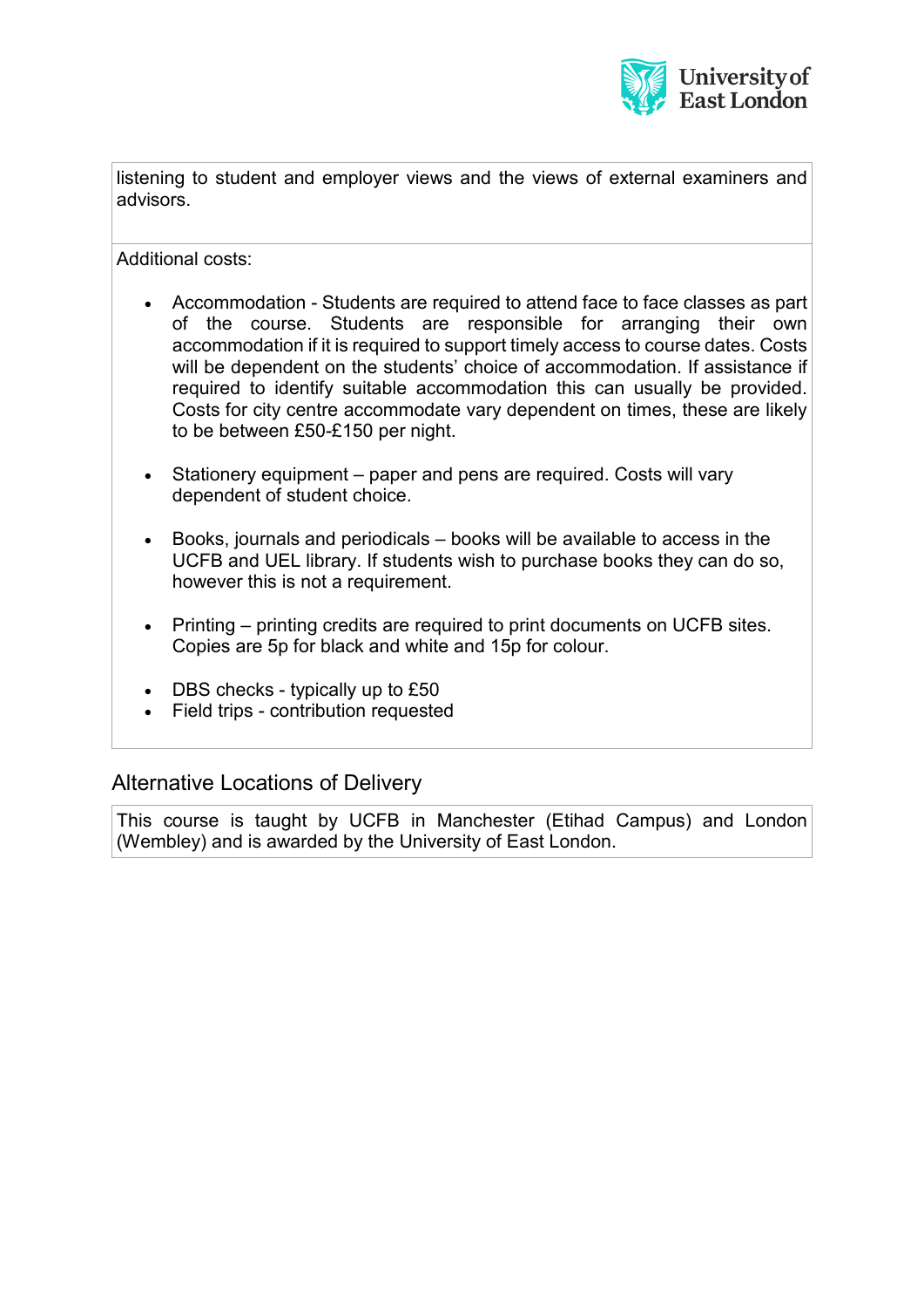listening to student and employer views and the views of external examiners and advisors.

Additional costs:

- Accommodation - Students are required to attend face to face classes as part of the course. Students are responsible for arranging their own accommodation if it is required to support timely access to course dates. Costs will be dependent on the students' choice of accommodation. If assistance if required to identify suitable accommodation this can usually be provided. Costs for city centre accommodate vary dependent on times, these are likely to be between £50-£150 per night.

- Stationery equipment – paper and pens are required. Costs will vary dependent of student choice.

- Books, journals and periodicals – books will be available to access in the UCFB and UEL library. If students wish to purchase books they can do so, however this is not a requirement.

- Printing – printing credits are required to print documents on UCFB sites. Copies are 5p for black and white and 15p for colour.

- DBS checks - typically up to £50
- Field trips - contribution requested

## Alternative Locations of Delivery

This course is taught by UCFB in Manchester (Etihad Campus) and London (Wembley) and is awarded by the University of East London.